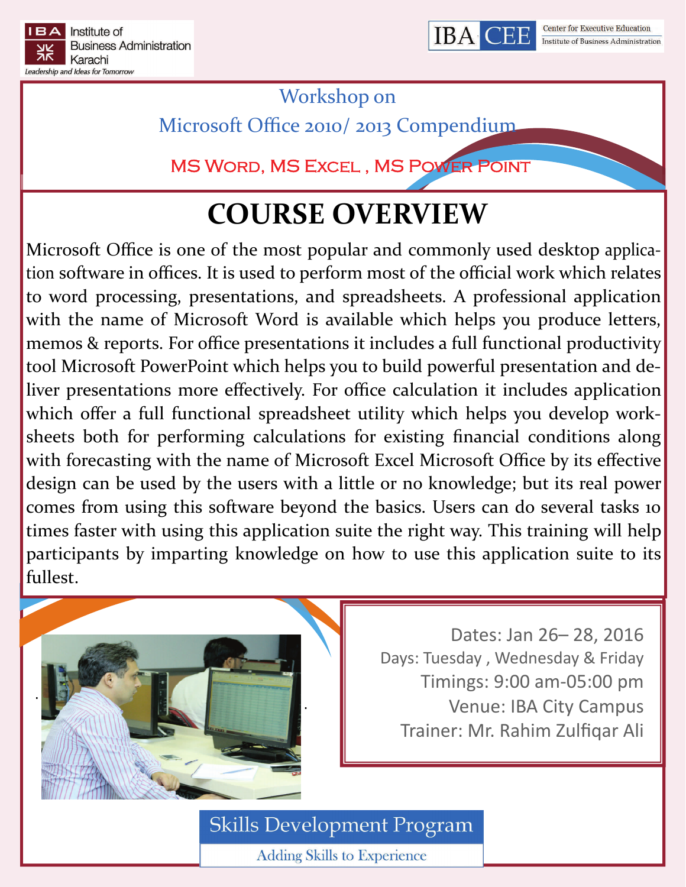IBA Institute of Business Administration Karachi
*Leadership and Ideas for Tomorrow*

IBA CEE Center for Executive Education Institute of Business Administration

Workshop on

Microsoft Office 2010/ 2013 Compendium

MS Word, MS Excel , MS Power Point

# COURSE OVERVIEW

Microsoft Office is one of the most popular and commonly used desktop application software in offices. It is used to perform most of the official work which relates to word processing, presentations, and spreadsheets. A professional application with the name of Microsoft Word is available which helps you produce letters, memos & reports. For office presentations it includes a full functional productivity tool Microsoft PowerPoint which helps you to build powerful presentation and deliver presentations more effectively. For office calculation it includes application which offer a full functional spreadsheet utility which helps you develop worksheets both for performing calculations for existing financial conditions along with forecasting with the name of Microsoft Excel Microsoft Office by its effective design can be used by the users with a little or no knowledge; but its real power comes from using this software beyond the basics. Users can do several tasks 10 times faster with using this application suite the right way. This training will help participants by imparting knowledge on how to use this application suite to its fullest.

Dates: Jan 26– 28, 2016

Days: Tuesday , Wednesday & Friday

Timings: 9:00 am-05:00 pm

Venue: IBA City Campus

Trainer: Mr. Rahim Zulfiqar Ali

Skills Development Program

Adding Skills to Experience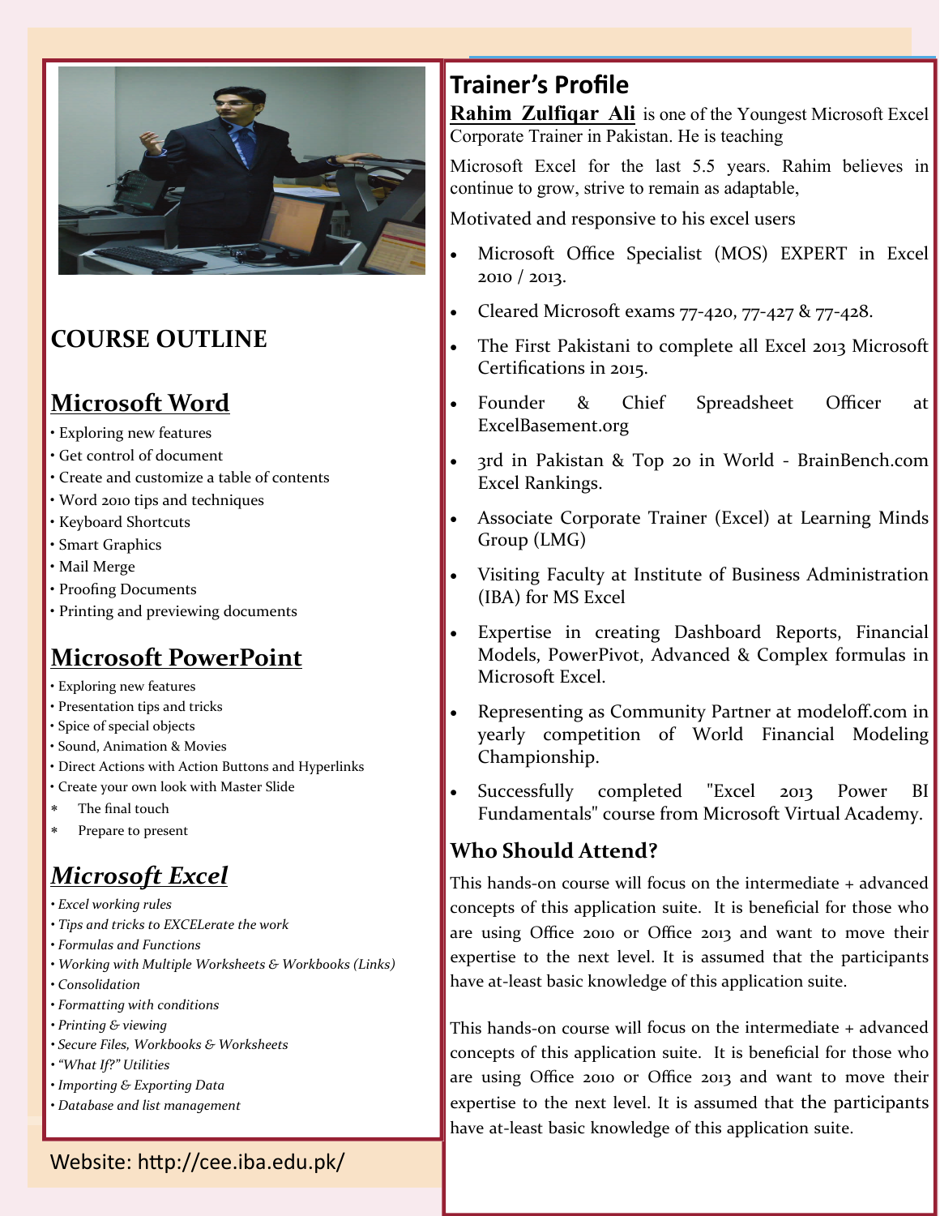## COURSE OUTLINE

### Microsoft Word

- Exploring new features
- Get control of document
- Create and customize a table of contents
- Word 2010 tips and techniques
- Keyboard Shortcuts
- Smart Graphics
- Mail Merge
- Proofing Documents
- Printing and previewing documents

### Microsoft PowerPoint

- Exploring new features
- Presentation tips and tricks
- Spice of special objects
- Sound, Animation & Movies
- Direct Actions with Action Buttons and Hyperlinks
- Create your own look with Master Slide
- The final touch
- Prepare to present

### *Microsoft Excel*

- *Excel working rules*
- *Tips and tricks to EXCELerate the work*
- *Formulas and Functions*
- *Working with Multiple Worksheets & Workbooks (Links)*
- *Consolidation*
- *Formatting with conditions*
- *Printing & viewing*
- *Secure Files, Workbooks & Worksheets*
- *"What If?" Utilities*
- *Importing & Exporting Data*
- *Database and list management*

Website: http://cee.iba.edu.pk/

## Trainer's Profile

**Rahim Zulfiqar Ali** is one of the Youngest Microsoft Excel Corporate Trainer in Pakistan. He is teaching

Microsoft Excel for the last 5.5 years. Rahim believes in continue to grow, strive to remain as adaptable,

Motivated and responsive to his excel users

- Microsoft Office Specialist (MOS) EXPERT in Excel 2010 / 2013.
- Cleared Microsoft exams 77-420, 77-427 & 77-428.
- The First Pakistani to complete all Excel 2013 Microsoft Certifications in 2015.
- Founder & Chief Spreadsheet Officer at ExcelBasement.org
- 3rd in Pakistan & Top 20 in World - BrainBench.com Excel Rankings.
- Associate Corporate Trainer (Excel) at Learning Minds Group (LMG)
- Visiting Faculty at Institute of Business Administration (IBA) for MS Excel
- Expertise in creating Dashboard Reports, Financial Models, PowerPivot, Advanced & Complex formulas in Microsoft Excel.
- Representing as Community Partner at modeloff.com in yearly competition of World Financial Modeling Championship.
- Successfully completed "Excel 2013 Power BI Fundamentals" course from Microsoft Virtual Academy.

### Who Should Attend?

This hands-on course will focus on the intermediate + advanced concepts of this application suite. It is beneficial for those who are using Office 2010 or Office 2013 and want to move their expertise to the next level. It is assumed that the participants have at-least basic knowledge of this application suite.

This hands-on course will focus on the intermediate + advanced concepts of this application suite. It is beneficial for those who are using Office 2010 or Office 2013 and want to move their expertise to the next level. It is assumed that the participants have at-least basic knowledge of this application suite.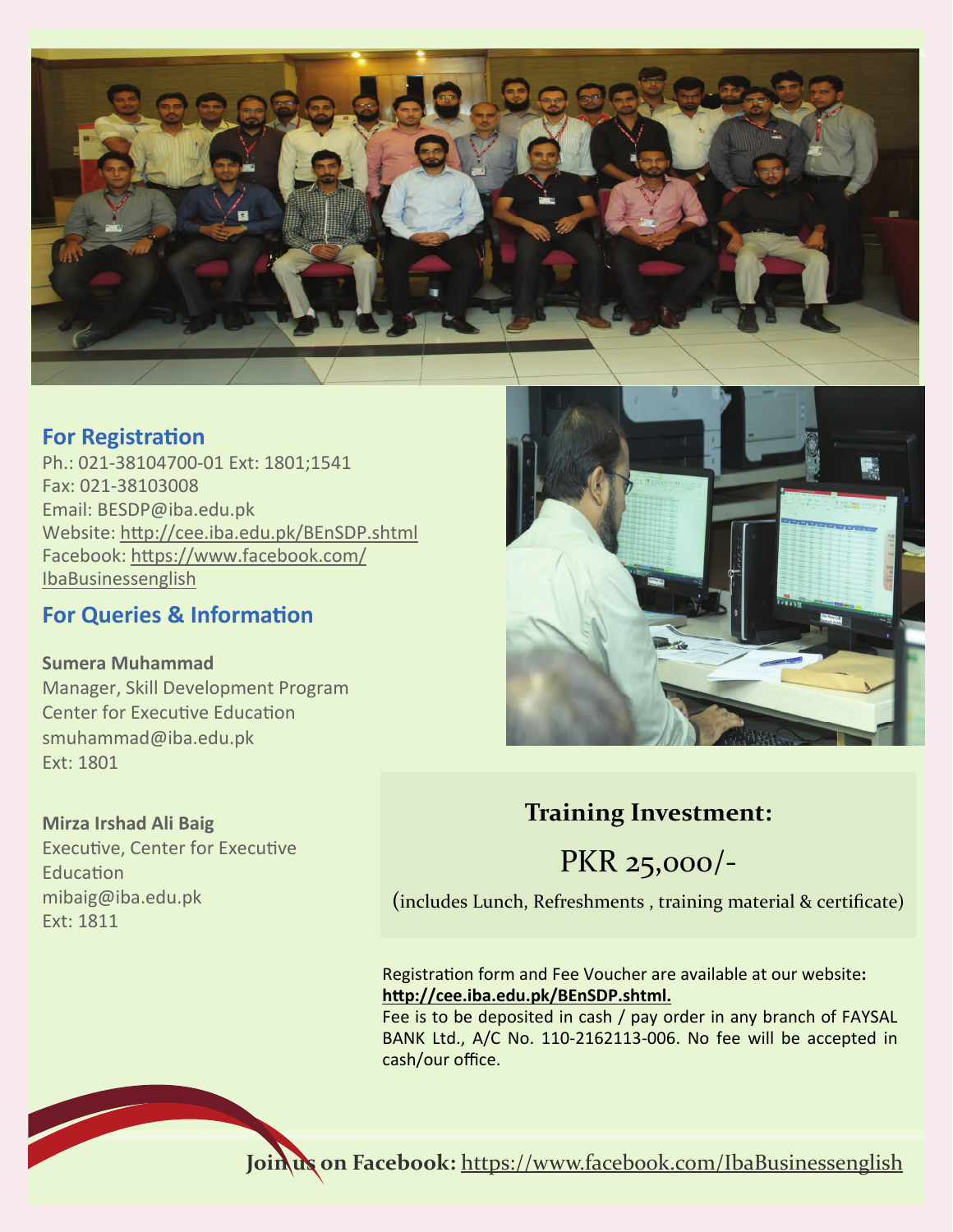## For Registration

Ph.: 021-38104700-01 Ext: 1801;1541
Fax: 021-38103008
Email: BESDP@iba.edu.pk
Website: http://cee.iba.edu.pk/BEnSDP.shtml
Facebook: https://www.facebook.com/IbaBusinessenglish

## For Queries & Information

**Sumera Muhammad**
Manager, Skill Development Program
Center for Executive Education
smuhammad@iba.edu.pk
Ext: 1801

**Mirza Irshad Ali Baig**
Executive, Center for Executive Education
mibaig@iba.edu.pk
Ext: 1811

### Training Investment:

PKR 25,000/-

(includes Lunch, Refreshments , training material & certificate)

Registration form and Fee Voucher are available at our website: **http://cee.iba.edu.pk/BEnSDP.shtml.**
Fee is to be deposited in cash / pay order in any branch of FAYSAL BANK Ltd., A/C No. 110-2162113-006. No fee will be accepted in cash/our office.

**Join us on Facebook:** https://www.facebook.com/IbaBusinessenglish